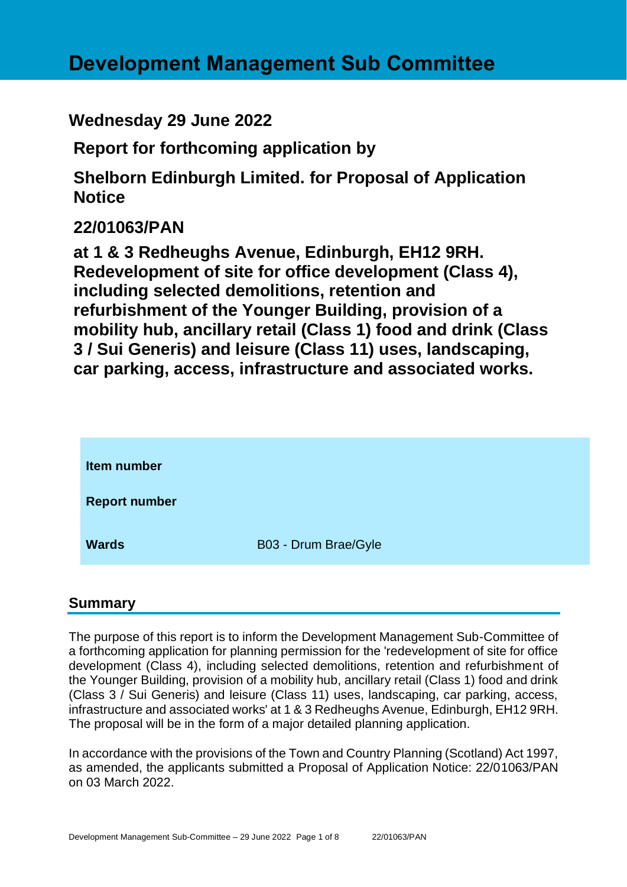# Development Management Sub Committee

## Wednesday 29 June 2022

## Report for forthcoming application by

## Shelborn Edinburgh Limited. for Proposal of Application Notice

## 22/01063/PAN

## at 1 & 3 Redheughs Avenue, Edinburgh, EH12 9RH. Redevelopment of site for office development (Class 4), including selected demolitions, retention and refurbishment of the Younger Building, provision of a mobility hub, ancillary retail (Class 1) food and drink (Class 3 / Sui Generis) and leisure (Class 11) uses, landscaping, car parking, access, infrastructure and associated works.

| | |
|---|---|
| **Item number** | |
| **Report number** | |
| **Wards** | B03 - Drum Brae/Gyle |

## Summary

The purpose of this report is to inform the Development Management Sub-Committee of a forthcoming application for planning permission for the 'redevelopment of site for office development (Class 4), including selected demolitions, retention and refurbishment of the Younger Building, provision of a mobility hub, ancillary retail (Class 1) food and drink (Class 3 / Sui Generis) and leisure (Class 11) uses, landscaping, car parking, access, infrastructure and associated works' at 1 & 3 Redheughs Avenue, Edinburgh, EH12 9RH. The proposal will be in the form of a major detailed planning application.

In accordance with the provisions of the Town and Country Planning (Scotland) Act 1997, as amended, the applicants submitted a Proposal of Application Notice: 22/01063/PAN on 03 March 2022.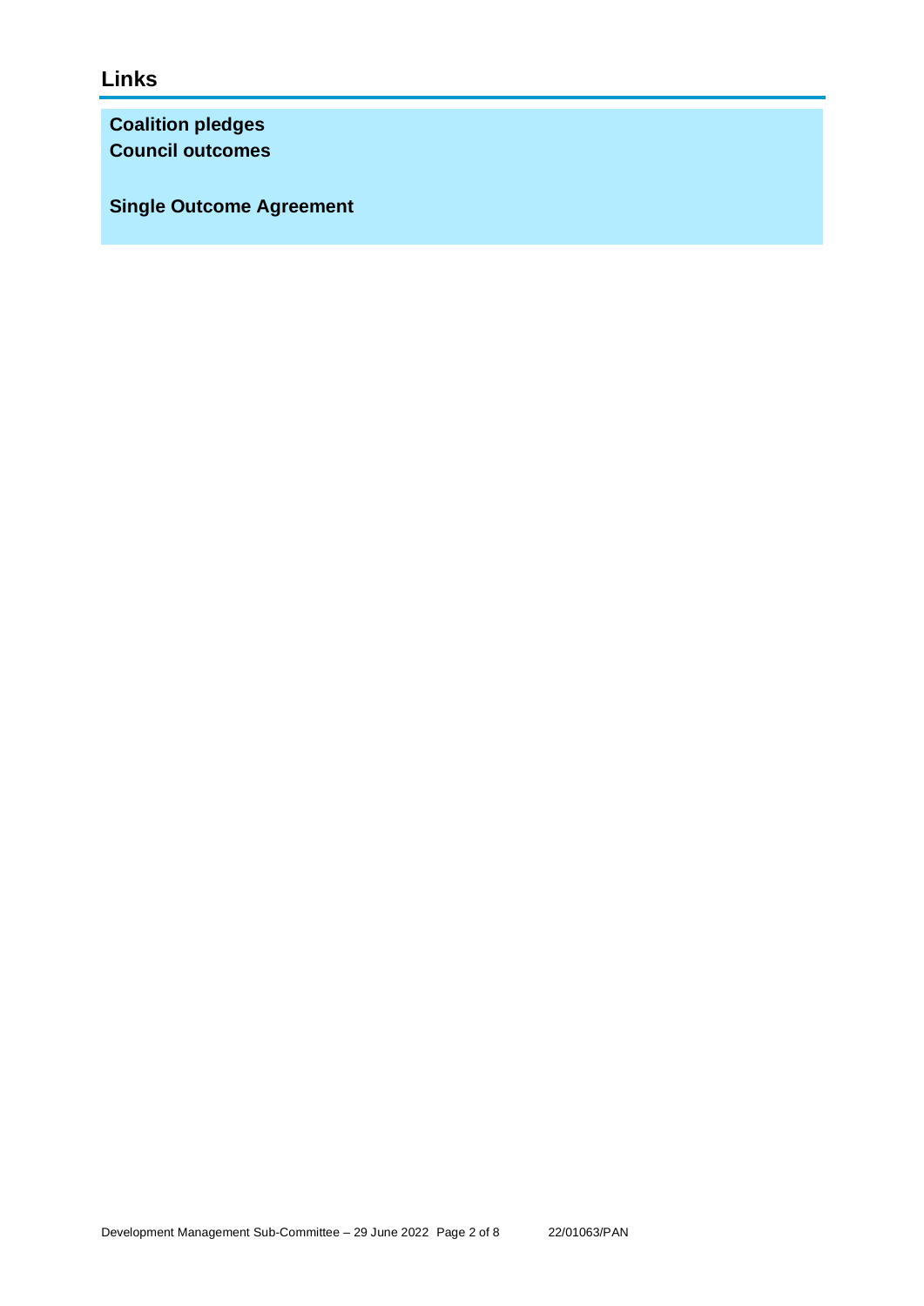## Links

**Coalition pledges**
**Council outcomes**

**Single Outcome Agreement**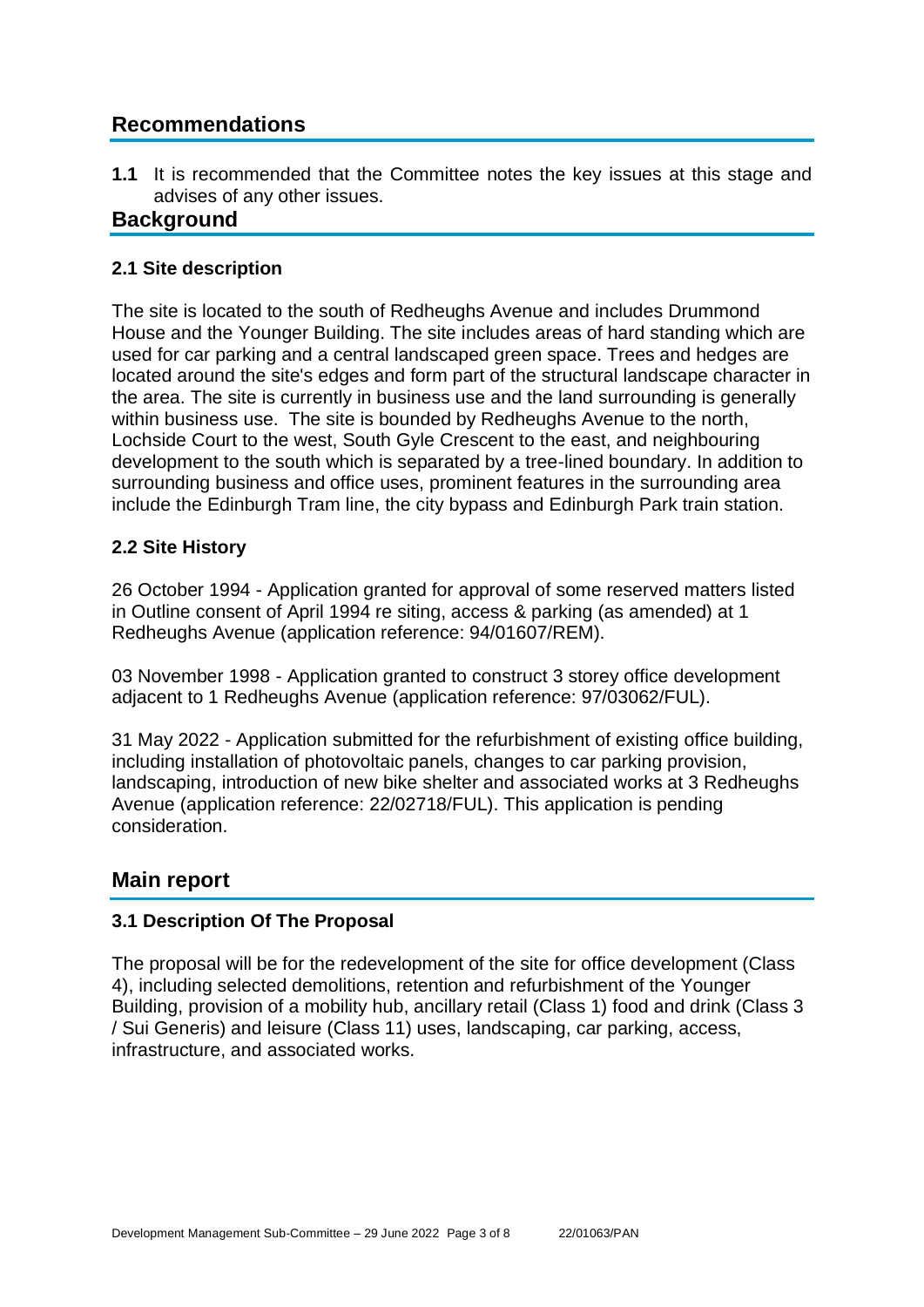## Recommendations

**1.1** It is recommended that the Committee notes the key issues at this stage and advises of any other issues.

## Background

### 2.1 Site description

The site is located to the south of Redheughs Avenue and includes Drummond House and the Younger Building. The site includes areas of hard standing which are used for car parking and a central landscaped green space. Trees and hedges are located around the site's edges and form part of the structural landscape character in the area. The site is currently in business use and the land surrounding is generally within business use. The site is bounded by Redheughs Avenue to the north, Lochside Court to the west, South Gyle Crescent to the east, and neighbouring development to the south which is separated by a tree-lined boundary. In addition to surrounding business and office uses, prominent features in the surrounding area include the Edinburgh Tram line, the city bypass and Edinburgh Park train station.

### 2.2 Site History

26 October 1994 - Application granted for approval of some reserved matters listed in Outline consent of April 1994 re siting, access & parking (as amended) at 1 Redheughs Avenue (application reference: 94/01607/REM).

03 November 1998 - Application granted to construct 3 storey office development adjacent to 1 Redheughs Avenue (application reference: 97/03062/FUL).

31 May 2022 - Application submitted for the refurbishment of existing office building, including installation of photovoltaic panels, changes to car parking provision, landscaping, introduction of new bike shelter and associated works at 3 Redheughs Avenue (application reference: 22/02718/FUL). This application is pending consideration.

## Main report

### 3.1 Description Of The Proposal

The proposal will be for the redevelopment of the site for office development (Class 4), including selected demolitions, retention and refurbishment of the Younger Building, provision of a mobility hub, ancillary retail (Class 1) food and drink (Class 3 / Sui Generis) and leisure (Class 11) uses, landscaping, car parking, access, infrastructure, and associated works.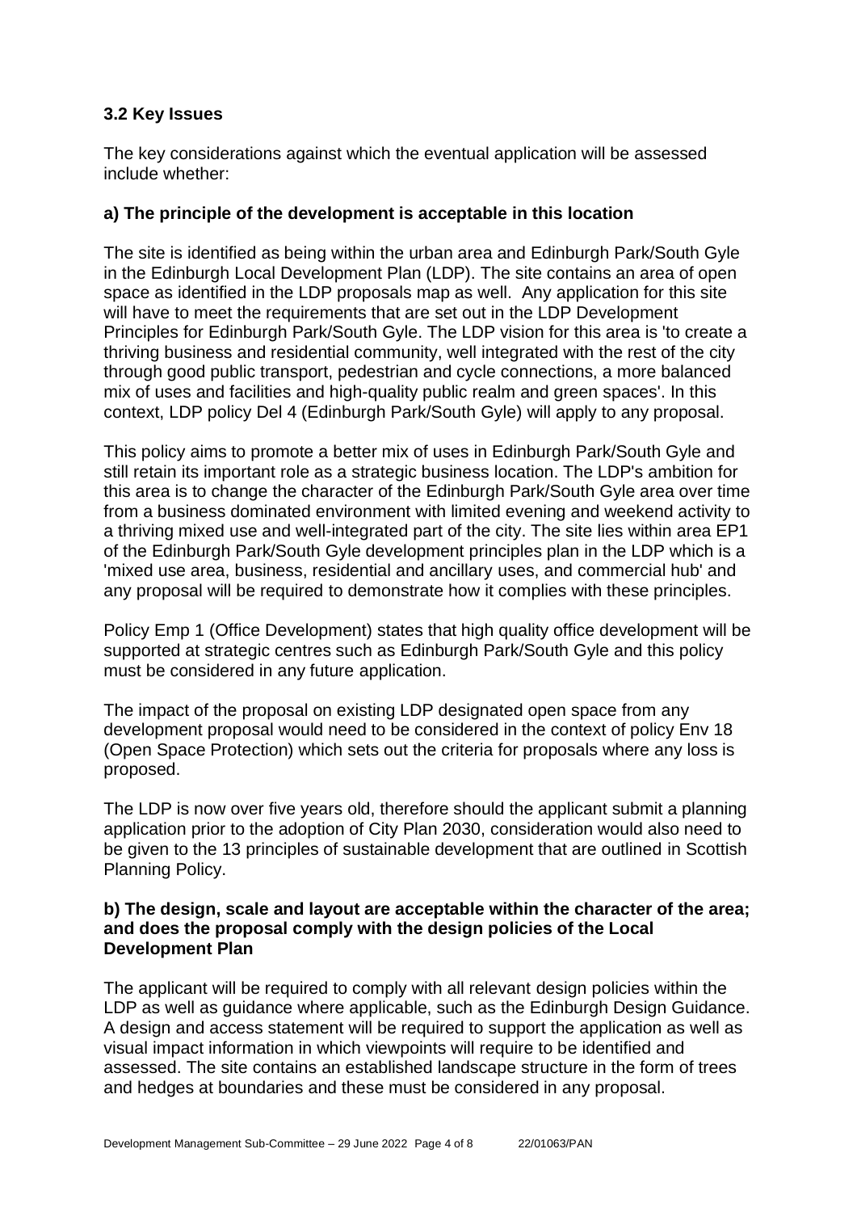### 3.2 Key Issues

The key considerations against which the eventual application will be assessed include whether:

#### a) The principle of the development is acceptable in this location

The site is identified as being within the urban area and Edinburgh Park/South Gyle in the Edinburgh Local Development Plan (LDP). The site contains an area of open space as identified in the LDP proposals map as well. Any application for this site will have to meet the requirements that are set out in the LDP Development Principles for Edinburgh Park/South Gyle. The LDP vision for this area is 'to create a thriving business and residential community, well integrated with the rest of the city through good public transport, pedestrian and cycle connections, a more balanced mix of uses and facilities and high-quality public realm and green spaces'. In this context, LDP policy Del 4 (Edinburgh Park/South Gyle) will apply to any proposal.

This policy aims to promote a better mix of uses in Edinburgh Park/South Gyle and still retain its important role as a strategic business location. The LDP's ambition for this area is to change the character of the Edinburgh Park/South Gyle area over time from a business dominated environment with limited evening and weekend activity to a thriving mixed use and well-integrated part of the city. The site lies within area EP1 of the Edinburgh Park/South Gyle development principles plan in the LDP which is a 'mixed use area, business, residential and ancillary uses, and commercial hub' and any proposal will be required to demonstrate how it complies with these principles.

Policy Emp 1 (Office Development) states that high quality office development will be supported at strategic centres such as Edinburgh Park/South Gyle and this policy must be considered in any future application.

The impact of the proposal on existing LDP designated open space from any development proposal would need to be considered in the context of policy Env 18 (Open Space Protection) which sets out the criteria for proposals where any loss is proposed.

The LDP is now over five years old, therefore should the applicant submit a planning application prior to the adoption of City Plan 2030, consideration would also need to be given to the 13 principles of sustainable development that are outlined in Scottish Planning Policy.

#### b) The design, scale and layout are acceptable within the character of the area; and does the proposal comply with the design policies of the Local Development Plan

The applicant will be required to comply with all relevant design policies within the LDP as well as guidance where applicable, such as the Edinburgh Design Guidance. A design and access statement will be required to support the application as well as visual impact information in which viewpoints will require to be identified and assessed. The site contains an established landscape structure in the form of trees and hedges at boundaries and these must be considered in any proposal.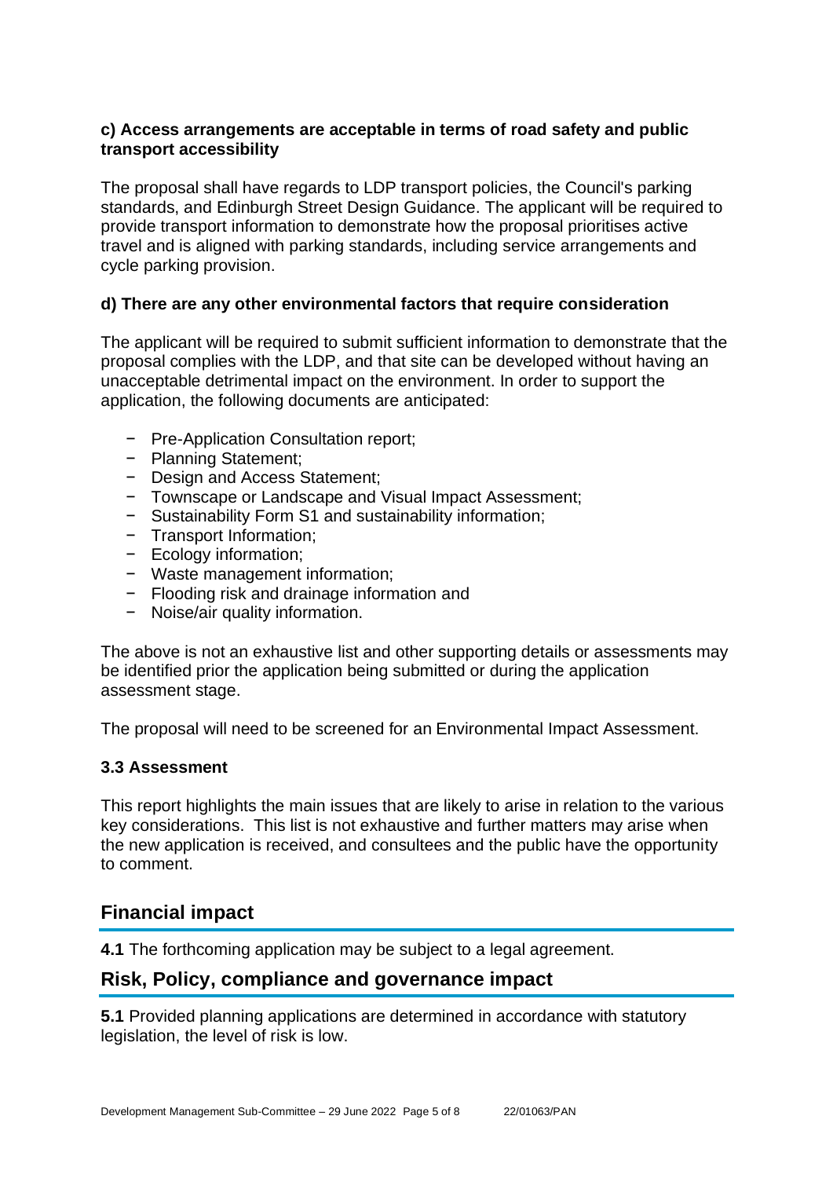**c) Access arrangements are acceptable in terms of road safety and public transport accessibility**

The proposal shall have regards to LDP transport policies, the Council's parking standards, and Edinburgh Street Design Guidance. The applicant will be required to provide transport information to demonstrate how the proposal prioritises active travel and is aligned with parking standards, including service arrangements and cycle parking provision.

**d) There are any other environmental factors that require consideration**

The applicant will be required to submit sufficient information to demonstrate that the proposal complies with the LDP, and that site can be developed without having an unacceptable detrimental impact on the environment. In order to support the application, the following documents are anticipated:

- Pre-Application Consultation report;
- Planning Statement;
- Design and Access Statement;
- Townscape or Landscape and Visual Impact Assessment;
- Sustainability Form S1 and sustainability information;
- Transport Information;
- Ecology information;
- Waste management information;
- Flooding risk and drainage information and
- Noise/air quality information.

The above is not an exhaustive list and other supporting details or assessments may be identified prior the application being submitted or during the application assessment stage.

The proposal will need to be screened for an Environmental Impact Assessment.

**3.3 Assessment**

This report highlights the main issues that are likely to arise in relation to the various key considerations. This list is not exhaustive and further matters may arise when the new application is received, and consultees and the public have the opportunity to comment.

## Financial impact

**4.1** The forthcoming application may be subject to a legal agreement.

## Risk, Policy, compliance and governance impact

**5.1** Provided planning applications are determined in accordance with statutory legislation, the level of risk is low.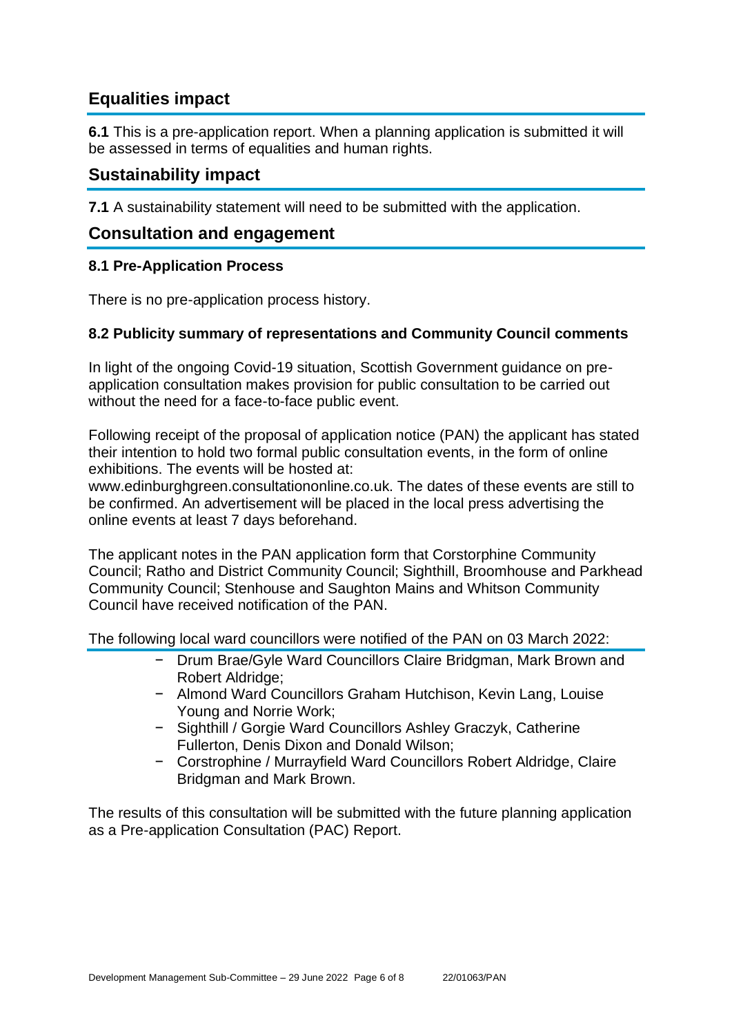## Equalities impact

**6.1** This is a pre-application report. When a planning application is submitted it will be assessed in terms of equalities and human rights.

## Sustainability impact

**7.1** A sustainability statement will need to be submitted with the application.

## Consultation and engagement

### 8.1 Pre-Application Process

There is no pre-application process history.

### 8.2 Publicity summary of representations and Community Council comments

In light of the ongoing Covid-19 situation, Scottish Government guidance on pre-application consultation makes provision for public consultation to be carried out without the need for a face-to-face public event.

Following receipt of the proposal of application notice (PAN) the applicant has stated their intention to hold two formal public consultation events, in the form of online exhibitions. The events will be hosted at: www.edinburghgreen.consultationonline.co.uk. The dates of these events are still to be confirmed. An advertisement will be placed in the local press advertising the online events at least 7 days beforehand.

The applicant notes in the PAN application form that Corstorphine Community Council; Ratho and District Community Council; Sighthill, Broomhouse and Parkhead Community Council; Stenhouse and Saughton Mains and Whitson Community Council have received notification of the PAN.

The following local ward councillors were notified of the PAN on 03 March 2022:

- Drum Brae/Gyle Ward Councillors Claire Bridgman, Mark Brown and Robert Aldridge;
- Almond Ward Councillors Graham Hutchison, Kevin Lang, Louise Young and Norrie Work;
- Sighthill / Gorgie Ward Councillors Ashley Graczyk, Catherine Fullerton, Denis Dixon and Donald Wilson;
- Corstrophine / Murrayfield Ward Councillors Robert Aldridge, Claire Bridgman and Mark Brown.

The results of this consultation will be submitted with the future planning application as a Pre-application Consultation (PAC) Report.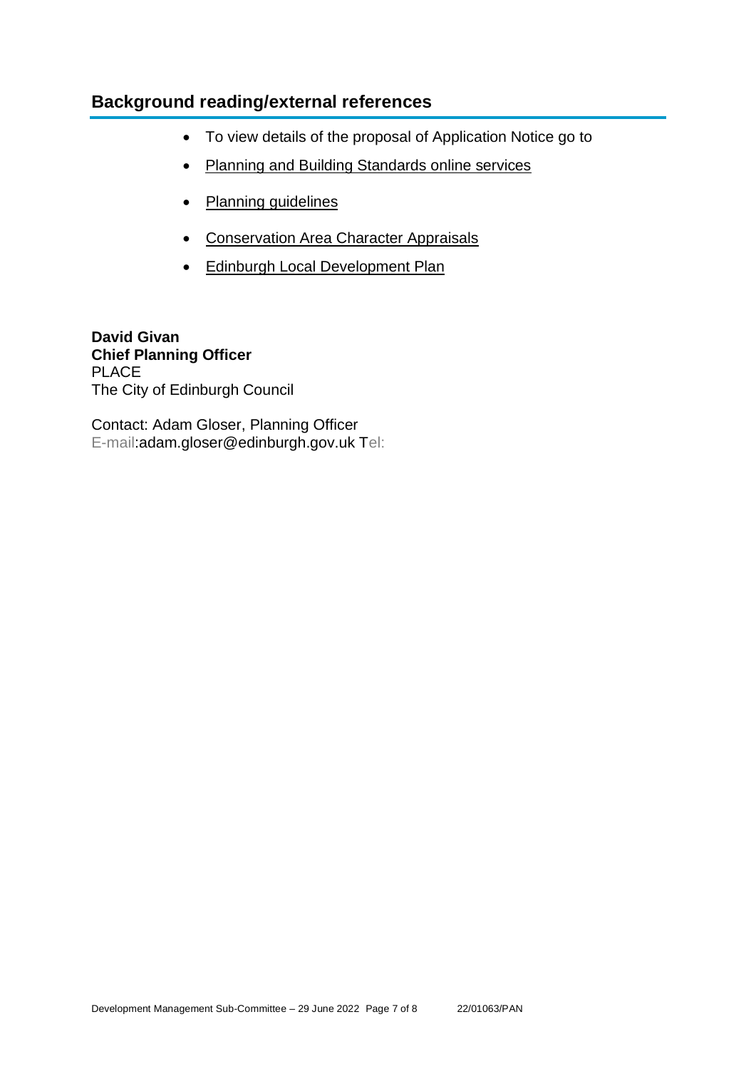## Background reading/external references

- To view details of the proposal of Application Notice go to
- Planning and Building Standards online services
- Planning guidelines
- Conservation Area Character Appraisals
- Edinburgh Local Development Plan

**David Givan**
**Chief Planning Officer**
PLACE
The City of Edinburgh Council

Contact: Adam Gloser, Planning Officer
E-mail:adam.gloser@edinburgh.gov.uk Tel: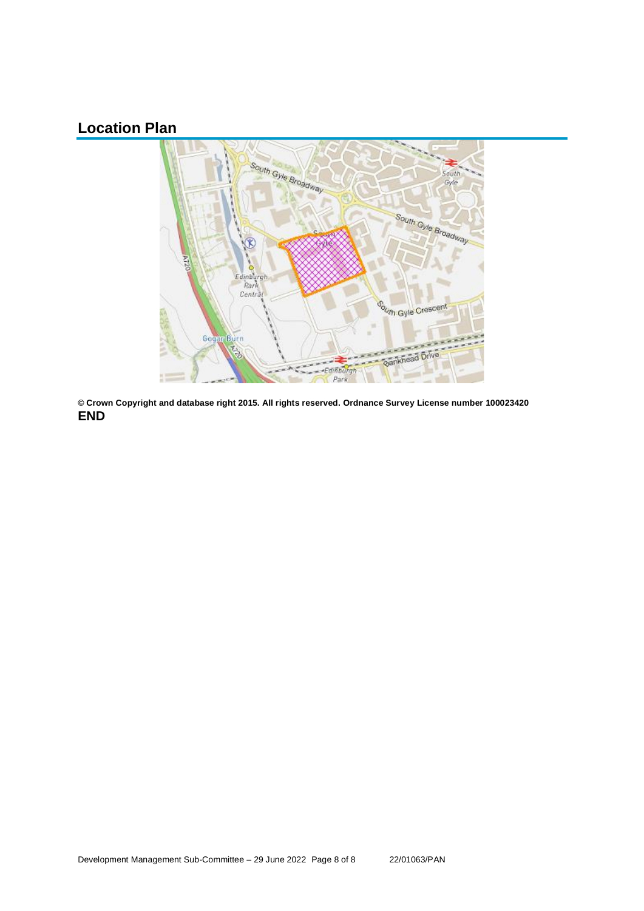## Location Plan

South Gyle Broadway

South Gyle Broadway

South Gyle

Edinburgh Park Central

South Gyle Crescent

Gogar Burn

A720

A720

Bankhead Drive

Edinburgh Park

**© Crown Copyright and database right 2015. All rights reserved. Ordnance Survey License number 100023420**

**END**